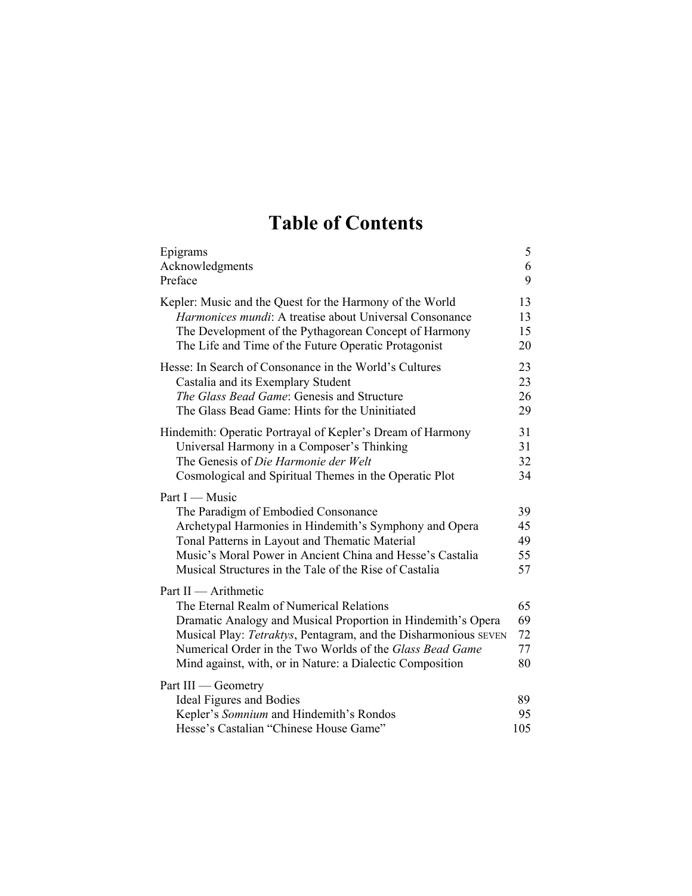# Table of Contents

| | |
|---|---|
| Epigrams | 5 |
| Acknowledgments | 6 |
| Preface | 9 |
| Kepler: Music and the Quest for the Harmony of the World | 13 |
| *Harmonices mundi*: A treatise about Universal Consonance | 13 |
| The Development of the Pythagorean Concept of Harmony | 15 |
| The Life and Time of the Future Operatic Protagonist | 20 |
| Hesse: In Search of Consonance in the World's Cultures | 23 |
| Castalia and its Exemplary Student | 23 |
| *The Glass Bead Game*: Genesis and Structure | 26 |
| The Glass Bead Game: Hints for the Uninitiated | 29 |
| Hindemith: Operatic Portrayal of Kepler's Dream of Harmony | 31 |
| Universal Harmony in a Composer's Thinking | 31 |
| The Genesis of *Die Harmonie der Welt* | 32 |
| Cosmological and Spiritual Themes in the Operatic Plot | 34 |
| Part I — Music | |
| The Paradigm of Embodied Consonance | 39 |
| Archetypal Harmonies in Hindemith's Symphony and Opera | 45 |
| Tonal Patterns in Layout and Thematic Material | 49 |
| Music's Moral Power in Ancient China and Hesse's Castalia | 55 |
| Musical Structures in the Tale of the Rise of Castalia | 57 |
| Part II — Arithmetic | |
| The Eternal Realm of Numerical Relations | 65 |
| Dramatic Analogy and Musical Proportion in Hindemith's Opera | 69 |
| Musical Play: *Tetraktys*, Pentagram, and the Disharmonious SEVEN | 72 |
| Numerical Order in the Two Worlds of the *Glass Bead Game* | 77 |
| Mind against, with, or in Nature: a Dialectic Composition | 80 |
| Part III — Geometry | |
| Ideal Figures and Bodies | 89 |
| Kepler's *Somnium* and Hindemith's Rondos | 95 |
| Hesse's Castalian "Chinese House Game" | 105 |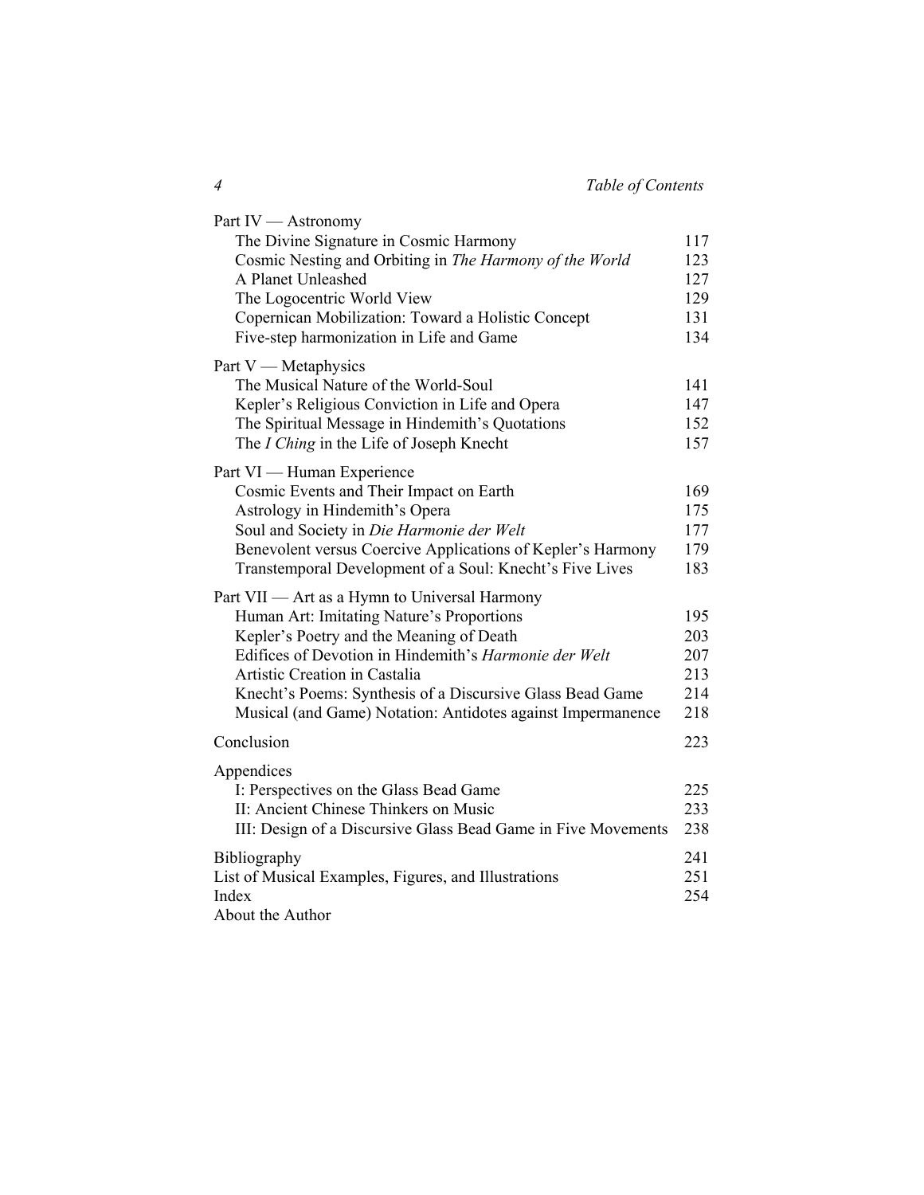| | |
|---|---|
| Part IV — Astronomy | |
| The Divine Signature in Cosmic Harmony | 117 |
| Cosmic Nesting and Orbiting in *The Harmony of the World* | 123 |
| A Planet Unleashed | 127 |
| The Logocentric World View | 129 |
| Copernican Mobilization: Toward a Holistic Concept | 131 |
| Five-step harmonization in Life and Game | 134 |
| Part V — Metaphysics | |
| The Musical Nature of the World-Soul | 141 |
| Kepler's Religious Conviction in Life and Opera | 147 |
| The Spiritual Message in Hindemith's Quotations | 152 |
| The *I Ching* in the Life of Joseph Knecht | 157 |
| Part VI — Human Experience | |
| Cosmic Events and Their Impact on Earth | 169 |
| Astrology in Hindemith's Opera | 175 |
| Soul and Society in *Die Harmonie der Welt* | 177 |
| Benevolent versus Coercive Applications of Kepler's Harmony | 179 |
| Transtemporal Development of a Soul: Knecht's Five Lives | 183 |
| Part VII — Art as a Hymn to Universal Harmony | |
| Human Art: Imitating Nature's Proportions | 195 |
| Kepler's Poetry and the Meaning of Death | 203 |
| Edifices of Devotion in Hindemith's *Harmonie der Welt* | 207 |
| Artistic Creation in Castalia | 213 |
| Knecht's Poems: Synthesis of a Discursive Glass Bead Game | 214 |
| Musical (and Game) Notation: Antidotes against Impermanence | 218 |
| Conclusion | 223 |
| Appendices | |
| I: Perspectives on the Glass Bead Game | 225 |
| II: Ancient Chinese Thinkers on Music | 233 |
| III: Design of a Discursive Glass Bead Game in Five Movements | 238 |
| Bibliography | 241 |
| List of Musical Examples, Figures, and Illustrations | 251 |
| Index | 254 |
| About the Author | |